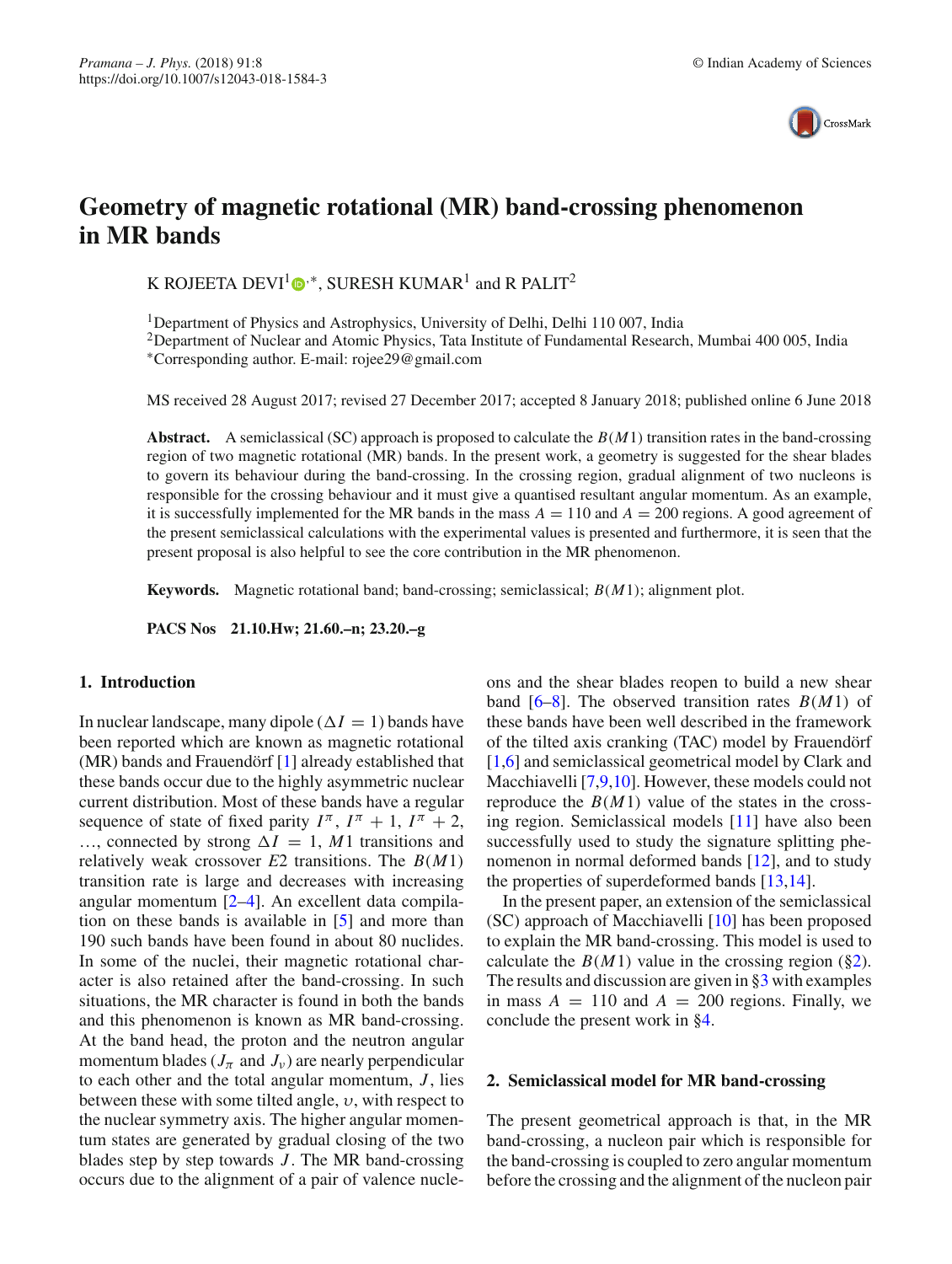# Geometry of magnetic rotational (MR) band-crossing phenomenon in MR bands

K ROJEETA DEVI[1,*], SURESH KUMAR[1] and R PALIT[2]

[1]Department of Physics and Astrophysics, University of Delhi, Delhi 110 007, India
[2]Department of Nuclear and Atomic Physics, Tata Institute of Fundamental Research, Mumbai 400 005, India
[*]Corresponding author. E-mail: rojee29@gmail.com

MS received 28 August 2017; revised 27 December 2017; accepted 8 January 2018; published online 6 June 2018

**Abstract.** A semiclassical (SC) approach is proposed to calculate the $B(M1)$ transition rates in the band-crossing region of two magnetic rotational (MR) bands. In the present work, a geometry is suggested for the shear blades to govern its behaviour during the band-crossing. In the crossing region, gradual alignment of two nucleons is responsible for the crossing behaviour and it must give a quantised resultant angular momentum. As an example, it is successfully implemented for the MR bands in the mass $A = 110$ and $A = 200$ regions. A good agreement of the present semiclassical calculations with the experimental values is presented and furthermore, it is seen that the present proposal is also helpful to see the core contribution in the MR phenomenon.

**Keywords.** Magnetic rotational band; band-crossing; semiclassical; $B(M1)$; alignment plot.

**PACS Nos** 21.10.Hw; 21.60.–n; 23.20.–g

## 1. Introduction

In nuclear landscape, many dipole ($\Delta I = 1$) bands have been reported which are known as magnetic rotational (MR) bands and Frauendörf [1] already established that these bands occur due to the highly asymmetric nuclear current distribution. Most of these bands have a regular sequence of state of fixed parity $I^{\pi}$, $I^{\pi} + 1$, $I^{\pi} + 2$, …, connected by strong $\Delta I = 1$, $M1$ transitions and relatively weak crossover $E2$ transitions. The $B(M1)$ transition rate is large and decreases with increasing angular momentum [2–4]. An excellent data compilation on these bands is available in [5] and more than 190 such bands have been found in about 80 nuclides. In some of the nuclei, their magnetic rotational character is also retained after the band-crossing. In such situations, the MR character is found in both the bands and this phenomenon is known as MR band-crossing. At the band head, the proton and the neutron angular momentum blades ($J_{\pi}$ and $J_{\nu}$) are nearly perpendicular to each other and the total angular momentum, $J$, lies between these with some tilted angle, $\upsilon$, with respect to the nuclear symmetry axis. The higher angular momentum states are generated by gradual closing of the two blades step by step towards $J$. The MR band-crossing occurs due to the alignment of a pair of valence nucleons and the shear blades reopen to build a new shear band [6–8]. The observed transition rates $B(M1)$ of these bands have been well described in the framework of the tilted axis cranking (TAC) model by Frauendörf [1,6] and semiclassical geometrical model by Clark and Macchiavelli [7,9,10]. However, these models could not reproduce the $B(M1)$ value of the states in the crossing region. Semiclassical models [11] have also been successfully used to study the signature splitting phenomenon in normal deformed bands [12], and to study the properties of superdeformed bands [13,14].

In the present paper, an extension of the semiclassical (SC) approach of Macchiavelli [10] has been proposed to explain the MR band-crossing. This model is used to calculate the $B(M1)$ value in the crossing region (§2). The results and discussion are given in §3 with examples in mass $A = 110$ and $A = 200$ regions. Finally, we conclude the present work in §4.

## 2. Semiclassical model for MR band-crossing

The present geometrical approach is that, in the MR band-crossing, a nucleon pair which is responsible for the band-crossing is coupled to zero angular momentum before the crossing and the alignment of the nucleon pair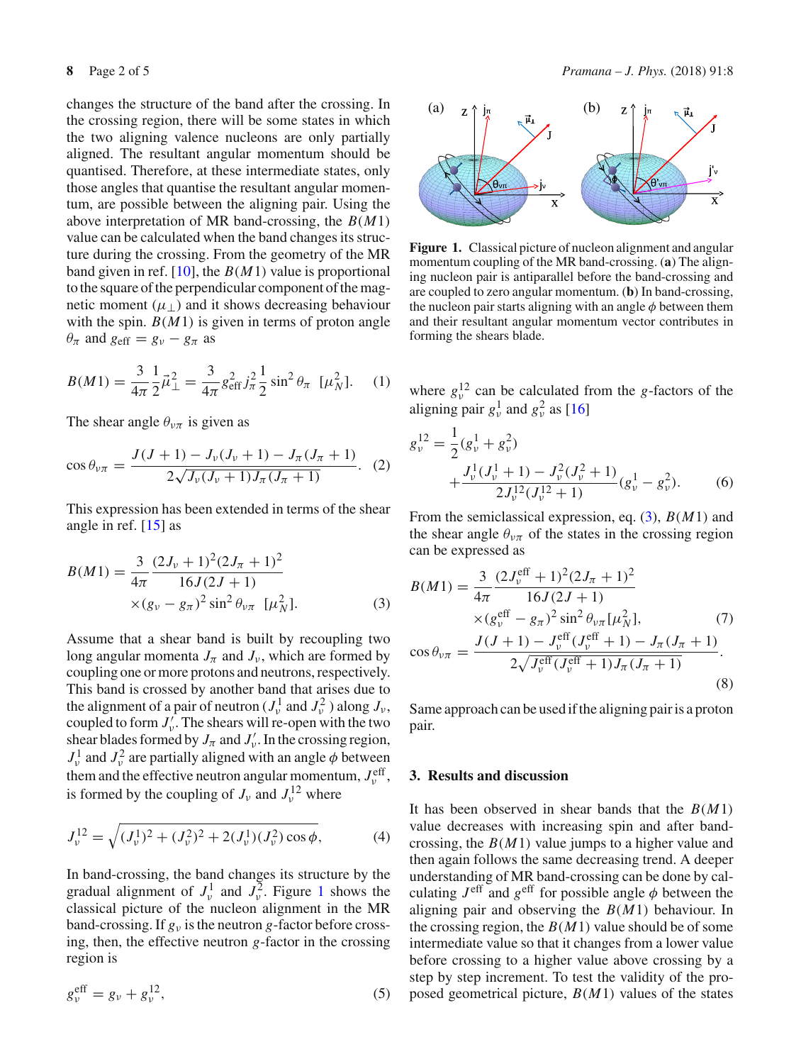changes the structure of the band after the crossing. In the crossing region, there will be some states in which the two aligning valence nucleons are only partially aligned. The resultant angular momentum should be quantised. Therefore, at these intermediate states, only those angles that quantise the resultant angular momentum, are possible between the aligning pair. Using the above interpretation of MR band-crossing, the $B(M1)$ value can be calculated when the band changes its structure during the crossing. From the geometry of the MR band given in ref. [10], the $B(M1)$ value is proportional to the square of the perpendicular component of the magnetic moment ($\mu_\perp$) and it shows decreasing behaviour with the spin. $B(M1)$ is given in terms of proton angle $\theta_\pi$ and $g_{\text{eff}} = g_\nu - g_\pi$ as

$$B(M1) = \frac{3}{4\pi}\frac{1}{2}\vec{\mu}_\perp^2 = \frac{3}{4\pi}g_{\text{eff}}^2 j_\pi^2 \frac{1}{2}\sin^2\theta_\pi \;\; [\mu_N^2]. \tag{1}$$

The shear angle $\theta_{\nu\pi}$ is given as

$$\cos\theta_{\nu\pi} = \frac{J(J+1) - J_\nu(J_\nu+1) - J_\pi(J_\pi+1)}{2\sqrt{J_\nu(J_\nu+1)J_\pi(J_\pi+1)}}. \tag{2}$$

This expression has been extended in terms of the shear angle in ref. [15] as

$$B(M1) = \frac{3}{4\pi}\frac{(2J_\nu+1)^2(2J_\pi+1)^2}{16J(2J+1)} \times (g_\nu - g_\pi)^2\sin^2\theta_{\nu\pi} \;\; [\mu_N^2]. \tag{3}$$

Assume that a shear band is built by recoupling two long angular momenta $J_\pi$ and $J_\nu$, which are formed by coupling one or more protons and neutrons, respectively. This band is crossed by another band that arises due to the alignment of a pair of neutron ($J_\nu^1$ and $J_\nu^2$) along $J_\nu$, coupled to form $J_\nu'$. The shears will re-open with the two shear blades formed by $J_\pi$ and $J_\nu'$. In the crossing region, $J_\nu^1$ and $J_\nu^2$ are partially aligned with an angle $\phi$ between them and the effective neutron angular momentum, $J_\nu^{\text{eff}}$, is formed by the coupling of $J_\nu$ and $J_\nu^{12}$ where

$$J_\nu^{12} = \sqrt{(J_\nu^1)^2 + (J_\nu^2)^2 + 2(J_\nu^1)(J_\nu^2)\cos\phi}, \tag{4}$$

In band-crossing, the band changes its structure by the gradual alignment of $J_\nu^1$ and $J_\nu^2$. Figure 1 shows the classical picture of the nucleon alignment in the MR band-crossing. If $g_\nu$ is the neutron $g$-factor before crossing, then, the effective neutron $g$-factor in the crossing region is

$$g_\nu^{\text{eff}} = g_\nu + g_\nu^{12}, \tag{5}$$

**Figure 1.** Classical picture of nucleon alignment and angular momentum coupling of the MR band-crossing. (**a**) The aligning nucleon pair is antiparallel before the band-crossing and are coupled to zero angular momentum. (**b**) In band-crossing, the nucleon pair starts aligning with an angle $\phi$ between them and their resultant angular momentum vector contributes in forming the shears blade.

where $g_\nu^{12}$ can be calculated from the $g$-factors of the aligning pair $g_\nu^1$ and $g_\nu^2$ as [16]

$$g_\nu^{12} = \frac{1}{2}(g_\nu^1 + g_\nu^2) + \frac{J_\nu^1(J_\nu^1+1) - J_\nu^2(J_\nu^2+1)}{2J_\nu^{12}(J_\nu^{12}+1)}(g_\nu^1 - g_\nu^2). \tag{6}$$

From the semiclassical expression, eq. (3), $B(M1)$ and the shear angle $\theta_{\nu\pi}$ of the states in the crossing region can be expressed as

$$B(M1) = \frac{3}{4\pi}\frac{(2J_\nu^{\text{eff}}+1)^2(2J_\pi+1)^2}{16J(2J+1)} \times (g_\nu^{\text{eff}} - g_\pi)^2\sin^2\theta_{\nu\pi}[\mu_N^2], \tag{7}$$

$$\cos\theta_{\nu\pi} = \frac{J(J+1) - J_\nu^{\text{eff}}(J_\nu^{\text{eff}}+1) - J_\pi(J_\pi+1)}{2\sqrt{J_\nu^{\text{eff}}(J_\nu^{\text{eff}}+1)J_\pi(J_\pi+1)}}. \tag{8}$$

Same approach can be used if the aligning pair is a proton pair.

## 3. Results and discussion

It has been observed in shear bands that the $B(M1)$ value decreases with increasing spin and after band-crossing, the $B(M1)$ value jumps to a higher value and then again follows the same decreasing trend. A deeper understanding of MR band-crossing can be done by calculating $J^{\text{eff}}$ and $g^{\text{eff}}$ for possible angle $\phi$ between the aligning pair and observing the $B(M1)$ behaviour. In the crossing region, the $B(M1)$ value should be of some intermediate value so that it changes from a lower value before crossing to a higher value above crossing by a step by step increment. To test the validity of the proposed geometrical picture, $B(M1)$ values of the states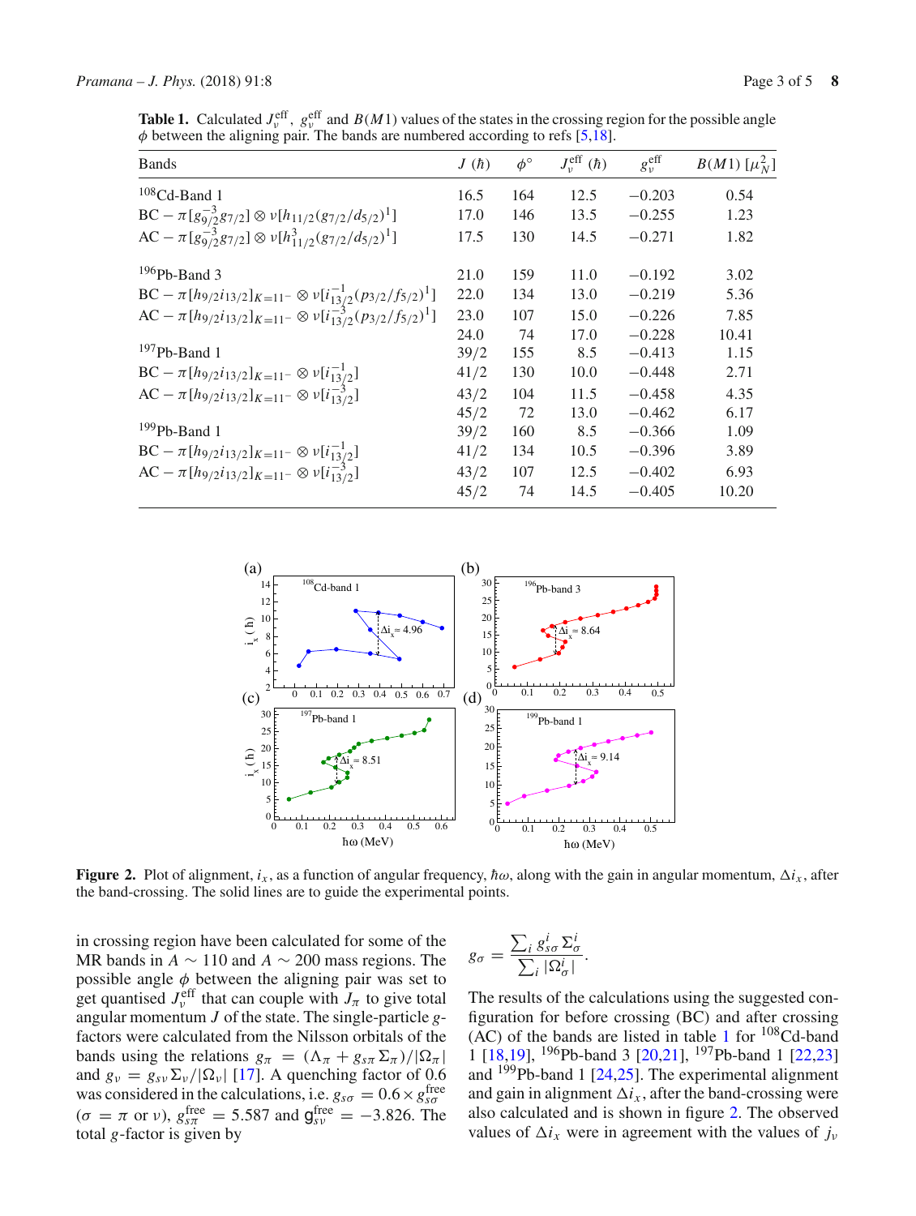**Table 1.** Calculated $J_\nu^{\rm eff}$, $g_\nu^{\rm eff}$ and $B(M1)$ values of the states in the crossing region for the possible angle $\phi$ between the aligning pair. The bands are numbered according to refs [5,18].

| Bands | $J$ ($\hbar$) | $\phi^\circ$ | $J_\nu^{\rm eff}$ ($\hbar$) | $g_\nu^{\rm eff}$ | $B(M1)$ [$\mu_N^2$] |
|---|---|---|---|---|---|
| $^{108}$Cd-Band 1 | 16.5 | 164 | 12.5 | −0.203 | 0.54 |
| BC − $\pi[g_{9/2}^{-3}g_{7/2}] \otimes \nu[h_{11/2}(g_{7/2}/d_{5/2})^1]$ | 17.0 | 146 | 13.5 | −0.255 | 1.23 |
| AC − $\pi[g_{9/2}^{-3}g_{7/2}] \otimes \nu[h_{11/2}^3(g_{7/2}/d_{5/2})^1]$ | 17.5 | 130 | 14.5 | −0.271 | 1.82 |
| $^{196}$Pb-Band 3 | 21.0 | 159 | 11.0 | −0.192 | 3.02 |
| BC − $\pi[h_{9/2}i_{13/2}]_{K=11^-} \otimes \nu[i_{13/2}^{-1}(p_{3/2}/f_{5/2})^1]$ | 22.0 | 134 | 13.0 | −0.219 | 5.36 |
| AC − $\pi[h_{9/2}i_{13/2}]_{K=11^-} \otimes \nu[i_{13/2}^{-3}(p_{3/2}/f_{5/2})^1]$ | 23.0 | 107 | 15.0 | −0.226 | 7.85 |
| | 24.0 | 74 | 17.0 | −0.228 | 10.41 |
| $^{197}$Pb-Band 1 | 39/2 | 155 | 8.5 | −0.413 | 1.15 |
| BC − $\pi[h_{9/2}i_{13/2}]_{K=11^-} \otimes \nu[i_{13/2}^{-1}]$ | 41/2 | 130 | 10.0 | −0.448 | 2.71 |
| AC − $\pi[h_{9/2}i_{13/2}]_{K=11^-} \otimes \nu[i_{13/2}^{-3}]$ | 43/2 | 104 | 11.5 | −0.458 | 4.35 |
| | 45/2 | 72 | 13.0 | −0.462 | 6.17 |
| $^{199}$Pb-Band 1 | 39/2 | 160 | 8.5 | −0.366 | 1.09 |
| BC − $\pi[h_{9/2}i_{13/2}]_{K=11^-} \otimes \nu[i_{13/2}^{-1}]$ | 41/2 | 134 | 10.5 | −0.396 | 3.89 |
| AC − $\pi[h_{9/2}i_{13/2}]_{K=11^-} \otimes \nu[i_{13/2}^{-3}]$ | 43/2 | 107 | 12.5 | −0.402 | 6.93 |
| | 45/2 | 74 | 14.5 | −0.405 | 10.20 |

**Figure 2.** Plot of alignment, $i_x$, as a function of angular frequency, $\hbar\omega$, along with the gain in angular momentum, $\Delta i_x$, after the band-crossing. The solid lines are to guide the experimental points.

in crossing region have been calculated for some of the MR bands in $A \sim 110$ and $A \sim 200$ mass regions. The possible angle $\phi$ between the aligning pair was set to get quantised $J_\nu^{\rm eff}$ that can couple with $J_\pi$ to give total angular momentum $J$ of the state. The single-particle $g$-factors were calculated from the Nilsson orbitals of the bands using the relations $g_\pi = (\Lambda_\pi + g_{s\pi}\Sigma_\pi)/|\Omega_\pi|$ and $g_\nu = g_{s\nu}\Sigma_\nu/|\Omega_\nu|$ [17]. A quenching factor of 0.6 was considered in the calculations, i.e. $g_{s\sigma} = 0.6 \times g_{s\sigma}^{\rm free}$ ($\sigma = \pi$ or $\nu$), $g_{s\pi}^{\rm free} = 5.587$ and $g_{s\nu}^{\rm free} = -3.826$. The total $g$-factor is given by

$$g_\sigma = \frac{\sum_i g_{s\sigma}^i \Sigma_\sigma^i}{\sum_i |\Omega_\sigma^i|}.$$

The results of the calculations using the suggested configuration for before crossing (BC) and after crossing (AC) of the bands are listed in table 1 for $^{108}$Cd-band 1 [18,19], $^{196}$Pb-band 3 [20,21], $^{197}$Pb-band 1 [22,23] and $^{199}$Pb-band 1 [24,25]. The experimental alignment and gain in alignment $\Delta i_x$, after the band-crossing were also calculated and is shown in figure 2. The observed values of $\Delta i_x$ were in agreement with the values of $j_\nu$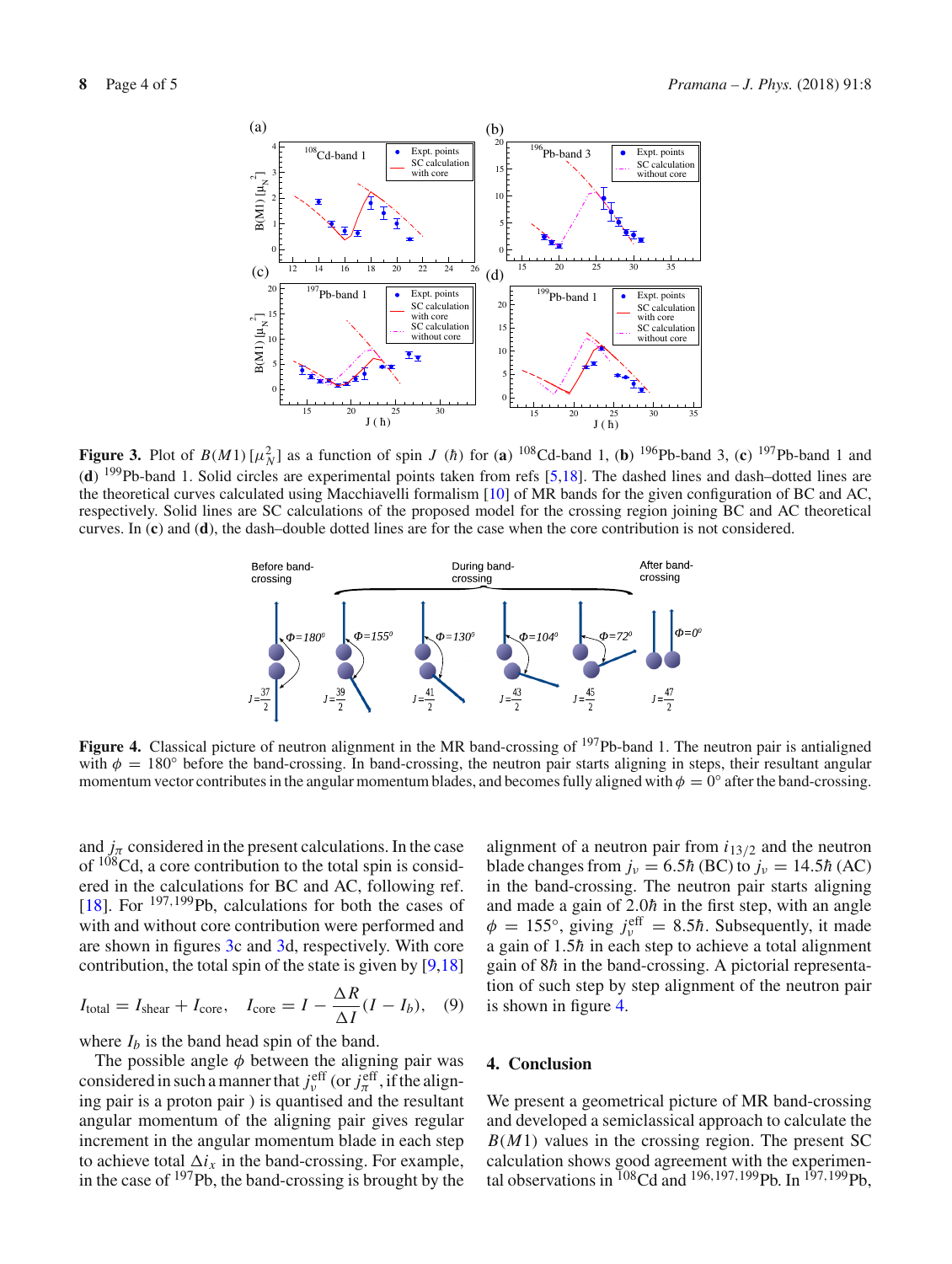**Figure 3.** Plot of $B(M1)\,[\mu_N^2]$ as a function of spin $J$ ($\hbar$) for (**a**) $^{108}$Cd-band 1, (**b**) $^{196}$Pb-band 3, (**c**) $^{197}$Pb-band 1 and (**d**) $^{199}$Pb-band 1. Solid circles are experimental points taken from refs [5,18]. The dashed lines and dash–dotted lines are the theoretical curves calculated using Macchiavelli formalism [10] of MR bands for the given configuration of BC and AC, respectively. Solid lines are SC calculations of the proposed model for the crossing region joining BC and AC theoretical curves. In (**c**) and (**d**), the dash–double dotted lines are for the case when the core contribution is not considered.

**Figure 4.** Classical picture of neutron alignment in the MR band-crossing of $^{197}$Pb-band 1. The neutron pair is antialigned with $\phi = 180°$ before the band-crossing. In band-crossing, the neutron pair starts aligning in steps, their resultant angular momentum vector contributes in the angular momentum blades, and becomes fully aligned with $\phi = 0°$ after the band-crossing.

and $j_\pi$ considered in the present calculations. In the case of $^{108}$Cd, a core contribution to the total spin is considered in the calculations for BC and AC, following ref. [18]. For $^{197,199}$Pb, calculations for both the cases of with and without core contribution were performed and are shown in figures 3c and 3d, respectively. With core contribution, the total spin of the state is given by [9,18]

$$I_{\text{total}} = I_{\text{shear}} + I_{\text{core}}, \quad I_{\text{core}} = I - \frac{\Delta R}{\Delta I}(I - I_b), \quad (9)$$

where $I_b$ is the band head spin of the band.

The possible angle $\phi$ between the aligning pair was considered in such a manner that $j_\nu^{\text{eff}}$ (or $j_\pi^{\text{eff}}$, if the aligning pair is a proton pair ) is quantised and the resultant angular momentum of the aligning pair gives regular increment in the angular momentum blade in each step to achieve total $\Delta i_x$ in the band-crossing. For example, in the case of $^{197}$Pb, the band-crossing is brought by the alignment of a neutron pair from $i_{13/2}$ and the neutron blade changes from $j_\nu = 6.5\hbar$ (BC) to $j_\nu = 14.5\hbar$ (AC) in the band-crossing. The neutron pair starts aligning and made a gain of $2.0\hbar$ in the first step, with an angle $\phi = 155°$, giving $j_\nu^{\text{eff}} = 8.5\hbar$. Subsequently, it made a gain of $1.5\hbar$ in each step to achieve a total alignment gain of $8\hbar$ in the band-crossing. A pictorial representation of such step by step alignment of the neutron pair is shown in figure 4.

## 4. Conclusion

We present a geometrical picture of MR band-crossing and developed a semiclassical approach to calculate the $B(M1)$ values in the crossing region. The present SC calculation shows good agreement with the experimental observations in $^{108}$Cd and $^{196,197,199}$Pb. In $^{197,199}$Pb,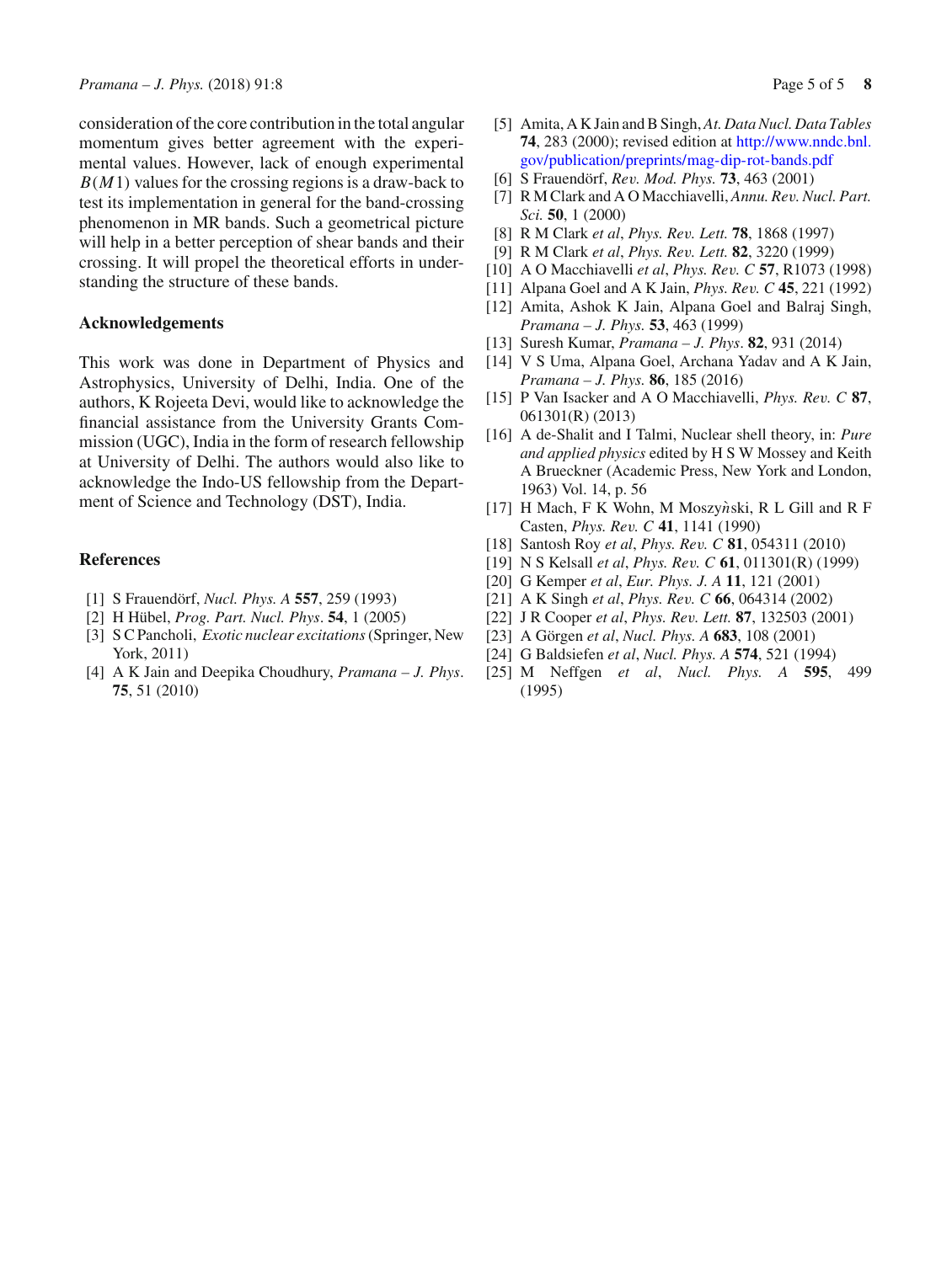consideration of the core contribution in the total angular momentum gives better agreement with the experimental values. However, lack of enough experimental $B(M1)$ values for the crossing regions is a draw-back to test its implementation in general for the band-crossing phenomenon in MR bands. Such a geometrical picture will help in a better perception of shear bands and their crossing. It will propel the theoretical efforts in understanding the structure of these bands.

## Acknowledgements

This work was done in Department of Physics and Astrophysics, University of Delhi, India. One of the authors, K Rojeeta Devi, would like to acknowledge the financial assistance from the University Grants Commission (UGC), India in the form of research fellowship at University of Delhi. The authors would also like to acknowledge the Indo-US fellowship from the Department of Science and Technology (DST), India.

## References

[1] S Frauendörf, *Nucl. Phys. A* **557**, 259 (1993)
[2] H Hübel, *Prog. Part. Nucl. Phys*. **54**, 1 (2005)
[3] S C Pancholi, *Exotic nuclear excitations* (Springer, New York, 2011)
[4] A K Jain and Deepika Choudhury, *Pramana – J. Phys*. **75**, 51 (2010)
[5] Amita, A K Jain and B Singh, *At. Data Nucl. Data Tables* **74**, 283 (2000); revised edition at http://www.nndc.bnl.gov/publication/preprints/mag-dip-rot-bands.pdf
[6] S Frauendörf, *Rev. Mod. Phys.* **73**, 463 (2001)
[7] R M Clark and A O Macchiavelli, *Annu. Rev. Nucl. Part. Sci.* **50**, 1 (2000)
[8] R M Clark *et al*, *Phys. Rev. Lett.* **78**, 1868 (1997)
[9] R M Clark *et al*, *Phys. Rev. Lett.* **82**, 3220 (1999)
[10] A O Macchiavelli *et al*, *Phys. Rev. C* **57**, R1073 (1998)
[11] Alpana Goel and A K Jain, *Phys. Rev. C* **45**, 221 (1992)
[12] Amita, Ashok K Jain, Alpana Goel and Balraj Singh, *Pramana – J. Phys.* **53**, 463 (1999)
[13] Suresh Kumar, *Pramana – J. Phys*. **82**, 931 (2014)
[14] V S Uma, Alpana Goel, Archana Yadav and A K Jain, *Pramana – J. Phys.* **86**, 185 (2016)
[15] P Van Isacker and A O Macchiavelli, *Phys. Rev. C* **87**, 061301(R) (2013)
[16] A de-Shalit and I Talmi, Nuclear shell theory, in: *Pure and applied physics* edited by H S W Mossey and Keith A Brueckner (Academic Press, New York and London, 1963) Vol. 14, p. 56
[17] H Mach, F K Wohn, M Moszyǹski, R L Gill and R F Casten, *Phys. Rev. C* **41**, 1141 (1990)
[18] Santosh Roy *et al*, *Phys. Rev. C* **81**, 054311 (2010)
[19] N S Kelsall *et al*, *Phys. Rev. C* **61**, 011301(R) (1999)
[20] G Kemper *et al*, *Eur. Phys. J. A* **11**, 121 (2001)
[21] A K Singh *et al*, *Phys. Rev. C* **66**, 064314 (2002)
[22] J R Cooper *et al*, *Phys. Rev. Lett.* **87**, 132503 (2001)
[23] A Görgen *et al*, *Nucl. Phys. A* **683**, 108 (2001)
[24] G Baldsiefen *et al*, *Nucl. Phys. A* **574**, 521 (1994)
[25] M Neffgen *et al*, *Nucl. Phys. A* **595**, 499 (1995)